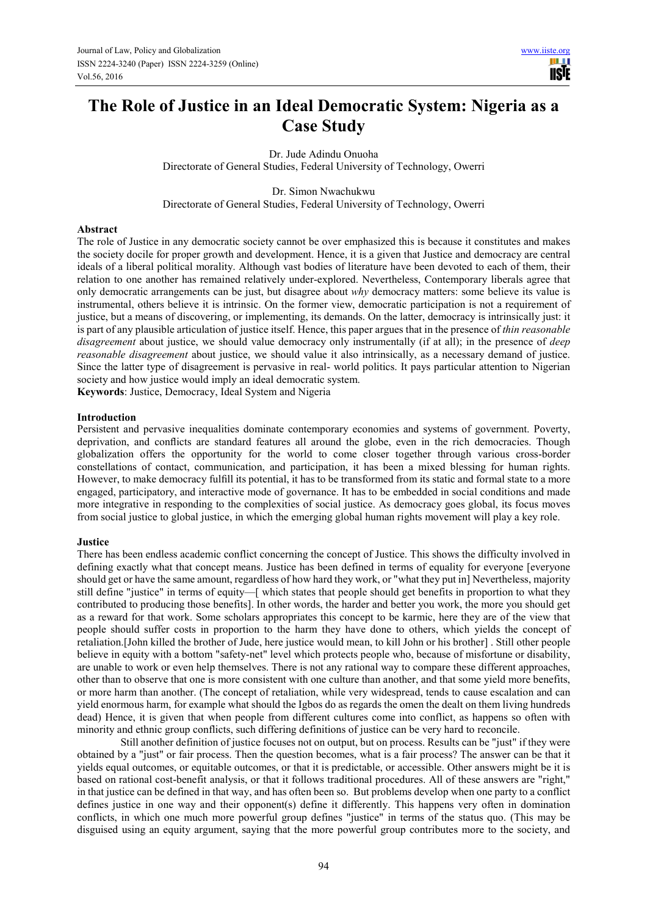# The Role of Justice in an Ideal Democratic System: Nigeria as a Case Study

Dr. Jude Adindu Onuoha
Directorate of General Studies, Federal University of Technology, Owerri

Dr. Simon Nwachukwu
Directorate of General Studies, Federal University of Technology, Owerri

**Abstract**

The role of Justice in any democratic society cannot be over emphasized this is because it constitutes and makes the society docile for proper growth and development. Hence, it is a given that Justice and democracy are central ideals of a liberal political morality. Although vast bodies of literature have been devoted to each of them, their relation to one another has remained relatively under-explored. Nevertheless, Contemporary liberals agree that only democratic arrangements can be just, but disagree about *why* democracy matters: some believe its value is instrumental, others believe it is intrinsic. On the former view, democratic participation is not a requirement of justice, but a means of discovering, or implementing, its demands. On the latter, democracy is intrinsically just: it is part of any plausible articulation of justice itself. Hence, this paper argues that in the presence of *thin reasonable disagreement* about justice, we should value democracy only instrumentally (if at all); in the presence of *deep reasonable disagreement* about justice, we should value it also intrinsically, as a necessary demand of justice. Since the latter type of disagreement is pervasive in real- world politics. It pays particular attention to Nigerian society and how justice would imply an ideal democratic system.

**Keywords**: Justice, Democracy, Ideal System and Nigeria

**Introduction**

Persistent and pervasive inequalities dominate contemporary economies and systems of government. Poverty, deprivation, and conflicts are standard features all around the globe, even in the rich democracies. Though globalization offers the opportunity for the world to come closer together through various cross-border constellations of contact, communication, and participation, it has been a mixed blessing for human rights. However, to make democracy fulfill its potential, it has to be transformed from its static and formal state to a more engaged, participatory, and interactive mode of governance. It has to be embedded in social conditions and made more integrative in responding to the complexities of social justice. As democracy goes global, its focus moves from social justice to global justice, in which the emerging global human rights movement will play a key role.

**Justice**

There has been endless academic conflict concerning the concept of Justice. This shows the difficulty involved in defining exactly what that concept means. Justice has been defined in terms of equality for everyone [everyone should get or have the same amount, regardless of how hard they work, or "what they put in] Nevertheless, majority still define "justice" in terms of equity—[ which states that people should get benefits in proportion to what they contributed to producing those benefits]. In other words, the harder and better you work, the more you should get as a reward for that work. Some scholars appropriates this concept to be karmic, here they are of the view that people should suffer costs in proportion to the harm they have done to others, which yields the concept of retaliation.[John killed the brother of Jude, here justice would mean, to kill John or his brother] . Still other people believe in equity with a bottom "safety-net" level which protects people who, because of misfortune or disability, are unable to work or even help themselves. There is not any rational way to compare these different approaches, other than to observe that one is more consistent with one culture than another, and that some yield more benefits, or more harm than another. (The concept of retaliation, while very widespread, tends to cause escalation and can yield enormous harm, for example what should the Igbos do as regards the omen the dealt on them living hundreds dead) Hence, it is given that when people from different cultures come into conflict, as happens so often with minority and ethnic group conflicts, such differing definitions of justice can be very hard to reconcile.

Still another definition of justice focuses not on output, but on process. Results can be "just" if they were obtained by a "just" or fair process. Then the question becomes, what is a fair process? The answer can be that it yields equal outcomes, or equitable outcomes, or that it is predictable, or accessible. Other answers might be it is based on rational cost-benefit analysis, or that it follows traditional procedures. All of these answers are "right," in that justice can be defined in that way, and has often been so. But problems develop when one party to a conflict defines justice in one way and their opponent(s) define it differently. This happens very often in domination conflicts, in which one much more powerful group defines "justice" in terms of the status quo. (This may be disguised using an equity argument, saying that the more powerful group contributes more to the society, and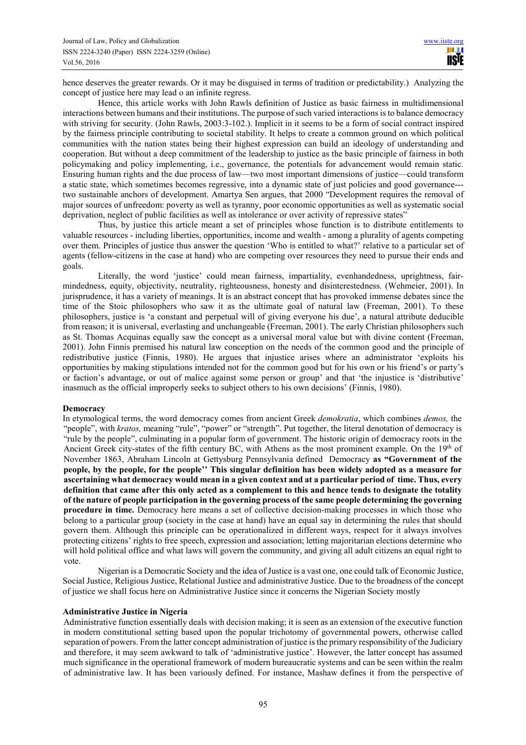hence deserves the greater rewards. Or it may be disguised in terms of tradition or predictability.) Analyzing the concept of justice here may lead o an infinite regress.

Hence, this article works with John Rawls definition of Justice as basic fairness in multidimensional interactions between humans and their institutions. The purpose of such varied interactions is to balance democracy with striving for security. (John Rawls, 2003:3-102.). Implicit in it seems to be a form of social contract inspired by the fairness principle contributing to societal stability. It helps to create a common ground on which political communities with the nation states being their highest expression can build an ideology of understanding and cooperation. But without a deep commitment of the leadership to justice as the basic principle of fairness in both policymaking and policy implementing, i.e., governance, the potentials for advancement would remain static. Ensuring human rights and the due process of law—two most important dimensions of justice—could transform a static state, which sometimes becomes regressive, into a dynamic state of just policies and good governance---two sustainable anchors of development. Amartya Sen argues, that 2000 "Development requires the removal of major sources of unfreedom: poverty as well as tyranny, poor economic opportunities as well as systematic social deprivation, neglect of public facilities as well as intolerance or over activity of repressive states"

Thus, by justice this article meant a set of principles whose function is to distribute entitlements to valuable resources - including liberties, opportunities, income and wealth - among a plurality of agents competing over them. Principles of justice thus answer the question 'Who is entitled to what?' relative to a particular set of agents (fellow-citizens in the case at hand) who are competing over resources they need to pursue their ends and goals.

Literally, the word 'justice' could mean fairness, impartiality, evenhandedness, uprightness, fair-mindedness, equity, objectivity, neutrality, righteousness, honesty and disinterestedness. (Wehmeier, 2001). In jurisprudence, it has a variety of meanings. It is an abstract concept that has provoked immense debates since the time of the Stoic philosophers who saw it as the ultimate goal of natural law (Freeman, 2001). To these philosophers, justice is 'a constant and perpetual will of giving everyone his due', a natural attribute deducible from reason; it is universal, everlasting and unchangeable (Freeman, 2001). The early Christian philosophers such as St. Thomas Acquinas equally saw the concept as a universal moral value but with divine content (Freeman, 2001). John Finnis premised his natural law conception on the needs of the common good and the principle of redistributive justice (Finnis, 1980). He argues that injustice arises where an administrator 'exploits his opportunities by making stipulations intended not for the common good but for his own or his friend's or party's or faction's advantage, or out of malice against some person or group' and that 'the injustice is 'distributive' inasmuch as the official improperly seeks to subject others to his own decisions' (Finnis, 1980).

## Democracy

In etymological terms, the word democracy comes from ancient Greek *demokratia*, which combines *demos,* the "people", with *kratos,* meaning "rule", "power" or "strength". Put together, the literal denotation of democracy is "rule by the people", culminating in a popular form of government. The historic origin of democracy roots in the Ancient Greek city-states of the fifth century BC, with Athens as the most prominent example. On the 19th of November 1863, Abraham Lincoln at Gettysburg Pennsylvania defined Democracy **as "Government of the people, by the people, for the people'' This singular definition has been widely adopted as a measure for ascertaining what democracy would mean in a given context and at a particular period of time. Thus, every definition that came after this only acted as a complement to this and hence tends to designate the totality of the nature of people participation in the governing process of the same people determining the governing procedure in time.** Democracy here means a set of collective decision-making processes in which those who belong to a particular group (society in the case at hand) have an equal say in determining the rules that should govern them. Although this principle can be operationalized in different ways, respect for it always involves protecting citizens' rights to free speech, expression and association; letting majoritarian elections determine who will hold political office and what laws will govern the community, and giving all adult citizens an equal right to vote.

Nigerian is a Democratic Society and the idea of Justice is a vast one, one could talk of Economic Justice, Social Justice, Religious Justice, Relational Justice and administrative Justice. Due to the broadness of the concept of justice we shall focus here on Administrative Justice since it concerns the Nigerian Society mostly

## Administrative Justice in Nigeria

Administrative function essentially deals with decision making; it is seen as an extension of the executive function in modern constitutional setting based upon the popular trichotomy of governmental powers, otherwise called separation of powers. From the latter concept administration of justice is the primary responsibility of the Judiciary and therefore, it may seem awkward to talk of 'administrative justice'. However, the latter concept has assumed much significance in the operational framework of modern bureaucratic systems and can be seen within the realm of administrative law. It has been variously defined. For instance, Mashaw defines it from the perspective of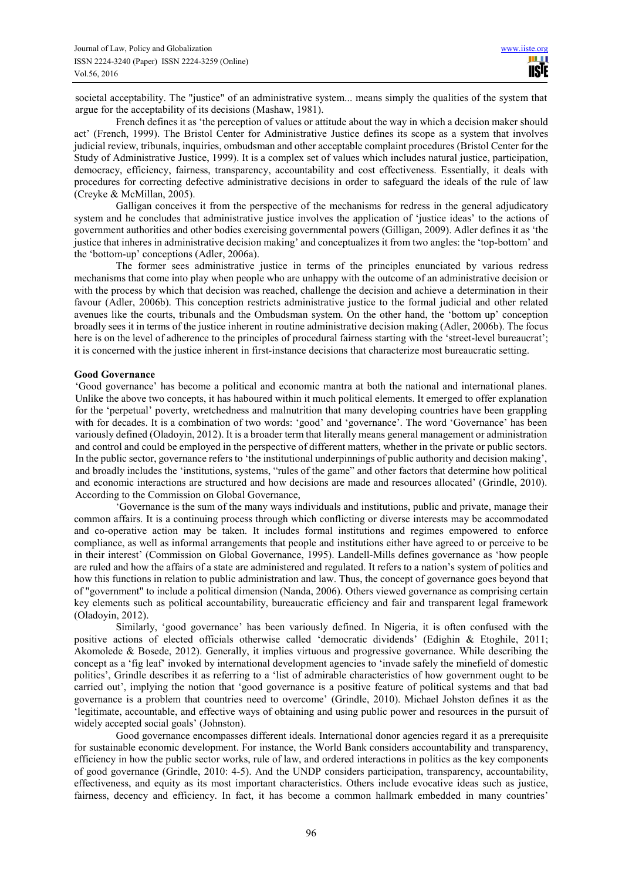societal acceptability. The "justice" of an administrative system... means simply the qualities of the system that argue for the acceptability of its decisions (Mashaw, 1981).

French defines it as 'the perception of values or attitude about the way in which a decision maker should act' (French, 1999). The Bristol Center for Administrative Justice defines its scope as a system that involves judicial review, tribunals, inquiries, ombudsman and other acceptable complaint procedures (Bristol Center for the Study of Administrative Justice, 1999). It is a complex set of values which includes natural justice, participation, democracy, efficiency, fairness, transparency, accountability and cost effectiveness. Essentially, it deals with procedures for correcting defective administrative decisions in order to safeguard the ideals of the rule of law (Creyke & McMillan, 2005).

Galligan conceives it from the perspective of the mechanisms for redress in the general adjudicatory system and he concludes that administrative justice involves the application of 'justice ideas' to the actions of government authorities and other bodies exercising governmental powers (Gilligan, 2009). Adler defines it as 'the justice that inheres in administrative decision making' and conceptualizes it from two angles: the 'top-bottom' and the 'bottom-up' conceptions (Adler, 2006a).

The former sees administrative justice in terms of the principles enunciated by various redress mechanisms that come into play when people who are unhappy with the outcome of an administrative decision or with the process by which that decision was reached, challenge the decision and achieve a determination in their favour (Adler, 2006b). This conception restricts administrative justice to the formal judicial and other related avenues like the courts, tribunals and the Ombudsman system. On the other hand, the 'bottom up' conception broadly sees it in terms of the justice inherent in routine administrative decision making (Adler, 2006b). The focus here is on the level of adherence to the principles of procedural fairness starting with the 'street-level bureaucrat'; it is concerned with the justice inherent in first-instance decisions that characterize most bureaucratic setting.

**Good Governance**

'Good governance' has become a political and economic mantra at both the national and international planes. Unlike the above two concepts, it has haboured within it much political elements. It emerged to offer explanation for the 'perpetual' poverty, wretchedness and malnutrition that many developing countries have been grappling with for decades. It is a combination of two words: 'good' and 'governance'. The word 'Governance' has been variously defined (Oladoyin, 2012). It is a broader term that literally means general management or administration and control and could be employed in the perspective of different matters, whether in the private or public sectors. In the public sector, governance refers to 'the institutional underpinnings of public authority and decision making', and broadly includes the 'institutions, systems, "rules of the game" and other factors that determine how political and economic interactions are structured and how decisions are made and resources allocated' (Grindle, 2010). According to the Commission on Global Governance,

'Governance is the sum of the many ways individuals and institutions, public and private, manage their common affairs. It is a continuing process through which conflicting or diverse interests may be accommodated and co-operative action may be taken. It includes formal institutions and regimes empowered to enforce compliance, as well as informal arrangements that people and institutions either have agreed to or perceive to be in their interest' (Commission on Global Governance, 1995). Landell-Mills defines governance as 'how people are ruled and how the affairs of a state are administered and regulated. It refers to a nation's system of politics and how this functions in relation to public administration and law. Thus, the concept of governance goes beyond that of "government" to include a political dimension (Nanda, 2006). Others viewed governance as comprising certain key elements such as political accountability, bureaucratic efficiency and fair and transparent legal framework (Oladoyin, 2012).

Similarly, 'good governance' has been variously defined. In Nigeria, it is often confused with the positive actions of elected officials otherwise called 'democratic dividends' (Edighin & Etoghile, 2011; Akomolede & Bosede, 2012). Generally, it implies virtuous and progressive governance. While describing the concept as a 'fig leaf' invoked by international development agencies to 'invade safely the minefield of domestic politics', Grindle describes it as referring to a 'list of admirable characteristics of how government ought to be carried out', implying the notion that 'good governance is a positive feature of political systems and that bad governance is a problem that countries need to overcome' (Grindle, 2010). Michael Johston defines it as the 'legitimate, accountable, and effective ways of obtaining and using public power and resources in the pursuit of widely accepted social goals' (Johnston).

Good governance encompasses different ideals. International donor agencies regard it as a prerequisite for sustainable economic development. For instance, the World Bank considers accountability and transparency, efficiency in how the public sector works, rule of law, and ordered interactions in politics as the key components of good governance (Grindle, 2010: 4-5). And the UNDP considers participation, transparency, accountability, effectiveness, and equity as its most important characteristics. Others include evocative ideas such as justice, fairness, decency and efficiency. In fact, it has become a common hallmark embedded in many countries'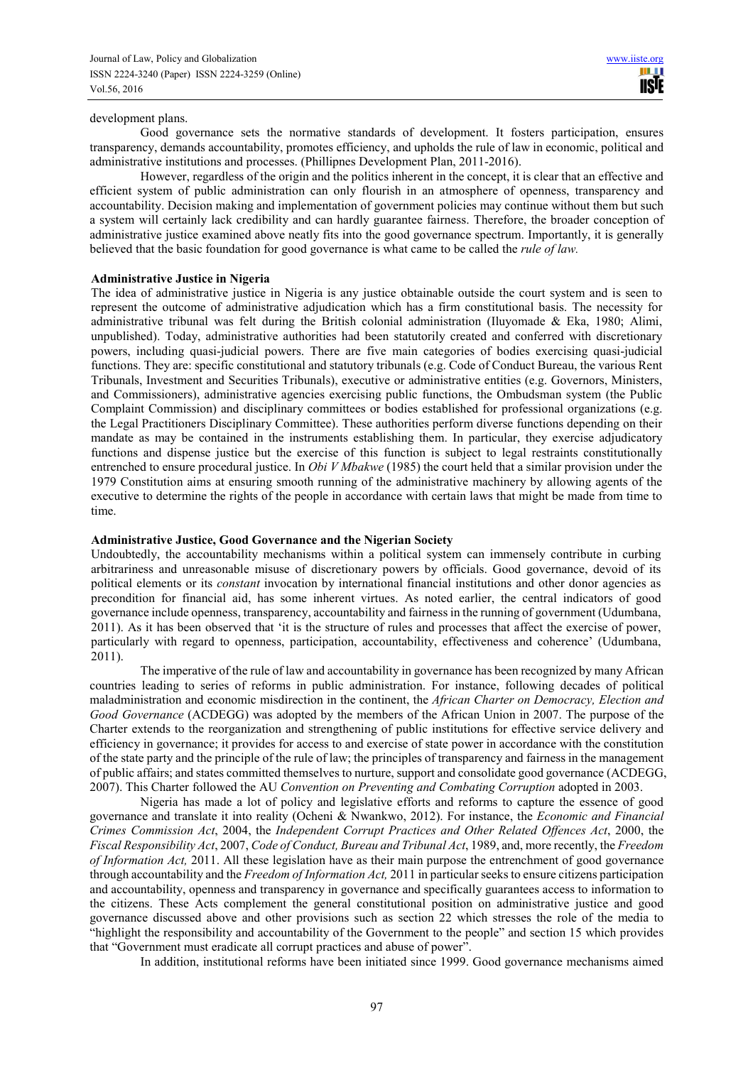development plans.

Good governance sets the normative standards of development. It fosters participation, ensures transparency, demands accountability, promotes efficiency, and upholds the rule of law in economic, political and administrative institutions and processes. (Phillipnes Development Plan, 2011-2016).

However, regardless of the origin and the politics inherent in the concept, it is clear that an effective and efficient system of public administration can only flourish in an atmosphere of openness, transparency and accountability. Decision making and implementation of government policies may continue without them but such a system will certainly lack credibility and can hardly guarantee fairness. Therefore, the broader conception of administrative justice examined above neatly fits into the good governance spectrum. Importantly, it is generally believed that the basic foundation for good governance is what came to be called the *rule of law.*

### Administrative Justice in Nigeria

The idea of administrative justice in Nigeria is any justice obtainable outside the court system and is seen to represent the outcome of administrative adjudication which has a firm constitutional basis. The necessity for administrative tribunal was felt during the British colonial administration (Iluyomade & Eka, 1980; Alimi, unpublished). Today, administrative authorities had been statutorily created and conferred with discretionary powers, including quasi-judicial powers. There are five main categories of bodies exercising quasi-judicial functions. They are: specific constitutional and statutory tribunals (e.g. Code of Conduct Bureau, the various Rent Tribunals, Investment and Securities Tribunals), executive or administrative entities (e.g. Governors, Ministers, and Commissioners), administrative agencies exercising public functions, the Ombudsman system (the Public Complaint Commission) and disciplinary committees or bodies established for professional organizations (e.g. the Legal Practitioners Disciplinary Committee). These authorities perform diverse functions depending on their mandate as may be contained in the instruments establishing them. In particular, they exercise adjudicatory functions and dispense justice but the exercise of this function is subject to legal restraints constitutionally entrenched to ensure procedural justice. In *Obi V Mbakwe* (1985) the court held that a similar provision under the 1979 Constitution aims at ensuring smooth running of the administrative machinery by allowing agents of the executive to determine the rights of the people in accordance with certain laws that might be made from time to time.

### Administrative Justice, Good Governance and the Nigerian Society

Undoubtedly, the accountability mechanisms within a political system can immensely contribute in curbing arbitrariness and unreasonable misuse of discretionary powers by officials. Good governance, devoid of its political elements or its *constant* invocation by international financial institutions and other donor agencies as precondition for financial aid, has some inherent virtues. As noted earlier, the central indicators of good governance include openness, transparency, accountability and fairness in the running of government (Udumbana, 2011). As it has been observed that 'it is the structure of rules and processes that affect the exercise of power, particularly with regard to openness, participation, accountability, effectiveness and coherence' (Udumbana, 2011).

The imperative of the rule of law and accountability in governance has been recognized by many African countries leading to series of reforms in public administration. For instance, following decades of political maladministration and economic misdirection in the continent, the *African Charter on Democracy, Election and Good Governance* (ACDEGG) was adopted by the members of the African Union in 2007. The purpose of the Charter extends to the reorganization and strengthening of public institutions for effective service delivery and efficiency in governance; it provides for access to and exercise of state power in accordance with the constitution of the state party and the principle of the rule of law; the principles of transparency and fairness in the management of public affairs; and states committed themselves to nurture, support and consolidate good governance (ACDEGG, 2007). This Charter followed the AU *Convention on Preventing and Combating Corruption* adopted in 2003.

Nigeria has made a lot of policy and legislative efforts and reforms to capture the essence of good governance and translate it into reality (Ocheni & Nwankwo, 2012). For instance, the *Economic and Financial Crimes Commission Act*, 2004, the *Independent Corrupt Practices and Other Related Offences Act*, 2000, the *Fiscal Responsibility Act*, 2007, *Code of Conduct, Bureau and Tribunal Act*, 1989, and, more recently, the *Freedom of Information Act,* 2011. All these legislation have as their main purpose the entrenchment of good governance through accountability and the *Freedom of Information Act,* 2011 in particular seeks to ensure citizens participation and accountability, openness and transparency in governance and specifically guarantees access to information to the citizens. These Acts complement the general constitutional position on administrative justice and good governance discussed above and other provisions such as section 22 which stresses the role of the media to "highlight the responsibility and accountability of the Government to the people" and section 15 which provides that "Government must eradicate all corrupt practices and abuse of power".

In addition, institutional reforms have been initiated since 1999. Good governance mechanisms aimed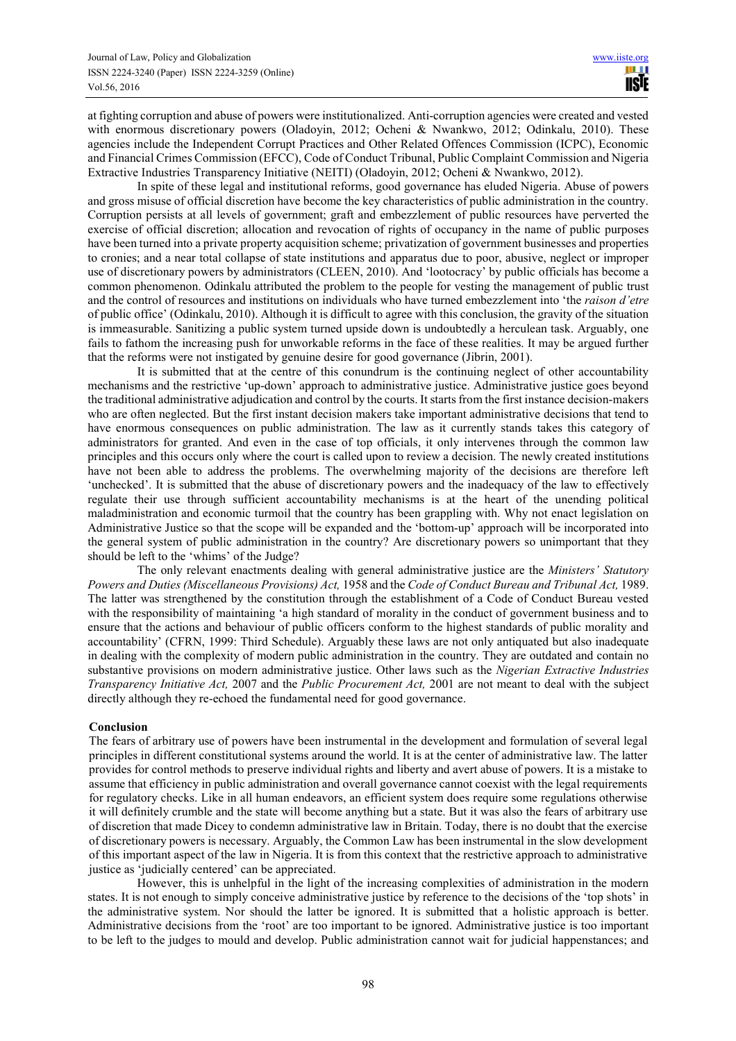at fighting corruption and abuse of powers were institutionalized. Anti-corruption agencies were created and vested with enormous discretionary powers (Oladoyin, 2012; Ocheni & Nwankwo, 2012; Odinkalu, 2010). These agencies include the Independent Corrupt Practices and Other Related Offences Commission (ICPC), Economic and Financial Crimes Commission (EFCC), Code of Conduct Tribunal, Public Complaint Commission and Nigeria Extractive Industries Transparency Initiative (NEITI) (Oladoyin, 2012; Ocheni & Nwankwo, 2012).

In spite of these legal and institutional reforms, good governance has eluded Nigeria. Abuse of powers and gross misuse of official discretion have become the key characteristics of public administration in the country. Corruption persists at all levels of government; graft and embezzlement of public resources have perverted the exercise of official discretion; allocation and revocation of rights of occupancy in the name of public purposes have been turned into a private property acquisition scheme; privatization of government businesses and properties to cronies; and a near total collapse of state institutions and apparatus due to poor, abusive, neglect or improper use of discretionary powers by administrators (CLEEN, 2010). And 'lootocracy' by public officials has become a common phenomenon. Odinkalu attributed the problem to the people for vesting the management of public trust and the control of resources and institutions on individuals who have turned embezzlement into 'the *raison d'etre* of public office' (Odinkalu, 2010). Although it is difficult to agree with this conclusion, the gravity of the situation is immeasurable. Sanitizing a public system turned upside down is undoubtedly a herculean task. Arguably, one fails to fathom the increasing push for unworkable reforms in the face of these realities. It may be argued further that the reforms were not instigated by genuine desire for good governance (Jibrin, 2001).

It is submitted that at the centre of this conundrum is the continuing neglect of other accountability mechanisms and the restrictive 'up-down' approach to administrative justice. Administrative justice goes beyond the traditional administrative adjudication and control by the courts. It starts from the first instance decision-makers who are often neglected. But the first instant decision makers take important administrative decisions that tend to have enormous consequences on public administration. The law as it currently stands takes this category of administrators for granted. And even in the case of top officials, it only intervenes through the common law principles and this occurs only where the court is called upon to review a decision. The newly created institutions have not been able to address the problems. The overwhelming majority of the decisions are therefore left 'unchecked'. It is submitted that the abuse of discretionary powers and the inadequacy of the law to effectively regulate their use through sufficient accountability mechanisms is at the heart of the unending political maladministration and economic turmoil that the country has been grappling with. Why not enact legislation on Administrative Justice so that the scope will be expanded and the 'bottom-up' approach will be incorporated into the general system of public administration in the country? Are discretionary powers so unimportant that they should be left to the 'whims' of the Judge?

The only relevant enactments dealing with general administrative justice are the *Ministers' Statutory Powers and Duties (Miscellaneous Provisions) Act,* 1958 and the *Code of Conduct Bureau and Tribunal Act,* 1989. The latter was strengthened by the constitution through the establishment of a Code of Conduct Bureau vested with the responsibility of maintaining 'a high standard of morality in the conduct of government business and to ensure that the actions and behaviour of public officers conform to the highest standards of public morality and accountability' (CFRN, 1999: Third Schedule). Arguably these laws are not only antiquated but also inadequate in dealing with the complexity of modern public administration in the country. They are outdated and contain no substantive provisions on modern administrative justice. Other laws such as the *Nigerian Extractive Industries Transparency Initiative Act,* 2007 and the *Public Procurement Act,* 2001 are not meant to deal with the subject directly although they re-echoed the fundamental need for good governance.

## Conclusion

The fears of arbitrary use of powers have been instrumental in the development and formulation of several legal principles in different constitutional systems around the world. It is at the center of administrative law. The latter provides for control methods to preserve individual rights and liberty and avert abuse of powers. It is a mistake to assume that efficiency in public administration and overall governance cannot coexist with the legal requirements for regulatory checks. Like in all human endeavors, an efficient system does require some regulations otherwise it will definitely crumble and the state will become anything but a state. But it was also the fears of arbitrary use of discretion that made Dicey to condemn administrative law in Britain. Today, there is no doubt that the exercise of discretionary powers is necessary. Arguably, the Common Law has been instrumental in the slow development of this important aspect of the law in Nigeria. It is from this context that the restrictive approach to administrative justice as 'judicially centered' can be appreciated.

However, this is unhelpful in the light of the increasing complexities of administration in the modern states. It is not enough to simply conceive administrative justice by reference to the decisions of the 'top shots' in the administrative system. Nor should the latter be ignored. It is submitted that a holistic approach is better. Administrative decisions from the 'root' are too important to be ignored. Administrative justice is too important to be left to the judges to mould and develop. Public administration cannot wait for judicial happenstances; and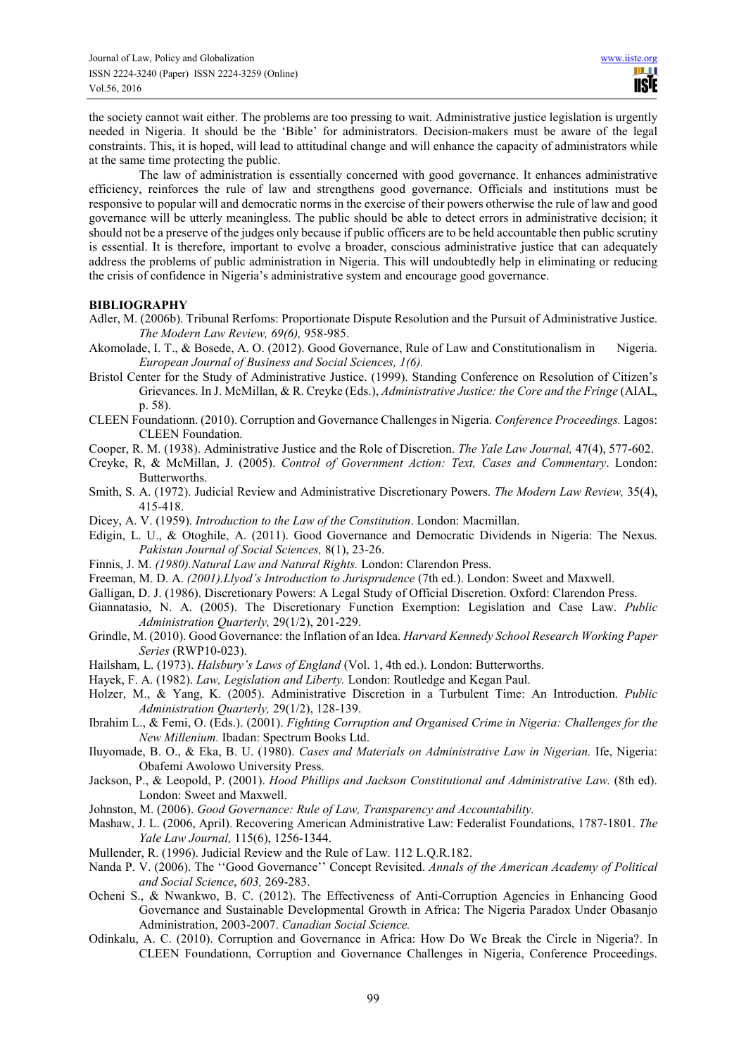the society cannot wait either. The problems are too pressing to wait. Administrative justice legislation is urgently needed in Nigeria. It should be the 'Bible' for administrators. Decision-makers must be aware of the legal constraints. This, it is hoped, will lead to attitudinal change and will enhance the capacity of administrators while at the same time protecting the public.

The law of administration is essentially concerned with good governance. It enhances administrative efficiency, reinforces the rule of law and strengthens good governance. Officials and institutions must be responsive to popular will and democratic norms in the exercise of their powers otherwise the rule of law and good governance will be utterly meaningless. The public should be able to detect errors in administrative decision; it should not be a preserve of the judges only because if public officers are to be held accountable then public scrutiny is essential. It is therefore, important to evolve a broader, conscious administrative justice that can adequately address the problems of public administration in Nigeria. This will undoubtedly help in eliminating or reducing the crisis of confidence in Nigeria's administrative system and encourage good governance.

## BIBLIOGRAPHY

Adler, M. (2006b). Tribunal Rerfoms: Proportionate Dispute Resolution and the Pursuit of Administrative Justice. *The Modern Law Review, 69(6),* 958-985.

Akomolade, I. T., & Bosede, A. O. (2012). Good Governance, Rule of Law and Constitutionalism in Nigeria. *European Journal of Business and Social Sciences, 1(6).*

Bristol Center for the Study of Administrative Justice. (1999). Standing Conference on Resolution of Citizen's Grievances. In J. McMillan, & R. Creyke (Eds.), *Administrative Justice: the Core and the Fringe* (AIAL, p. 58).

CLEEN Foundationn. (2010). Corruption and Governance Challenges in Nigeria. *Conference Proceedings.* Lagos: CLEEN Foundation.

Cooper, R. M. (1938). Administrative Justice and the Role of Discretion. *The Yale Law Journal,* 47(4), 577-602.

Creyke, R, & McMillan, J. (2005). *Control of Government Action: Text, Cases and Commentary*. London: Butterworths.

Smith, S. A. (1972). Judicial Review and Administrative Discretionary Powers. *The Modern Law Review,* 35(4), 415-418.

Dicey, A. V. (1959). *Introduction to the Law of the Constitution*. London: Macmillan.

Edigin, L. U., & Otoghile, A. (2011). Good Governance and Democratic Dividends in Nigeria: The Nexus. *Pakistan Journal of Social Sciences,* 8(1), 23-26.

Finnis, J. M. *(1980).Natural Law and Natural Rights.* London: Clarendon Press.

Freeman, M. D. A. *(2001).Llyod's Introduction to Jurisprudence* (7th ed.). London: Sweet and Maxwell.

Galligan, D. J. (1986). Discretionary Powers: A Legal Study of Official Discretion. Oxford: Clarendon Press.

Giannatasio, N. A. (2005). The Discretionary Function Exemption: Legislation and Case Law. *Public Administration Quarterly,* 29(1/2), 201-229.

Grindle, M. (2010). Good Governance: the Inflation of an Idea. *Harvard Kennedy School Research Working Paper Series* (RWP10-023).

Hailsham, L. (1973). *Halsbury's Laws of England* (Vol. 1, 4th ed.). London: Butterworths.

Hayek, F. A. (1982). *Law, Legislation and Liberty.* London: Routledge and Kegan Paul.

Holzer, M., & Yang, K. (2005). Administrative Discretion in a Turbulent Time: An Introduction. *Public Administration Quarterly,* 29(1/2), 128-139.

Ibrahim L., & Femi, O. (Eds.). (2001). *Fighting Corruption and Organised Crime in Nigeria: Challenges for the New Millenium.* Ibadan: Spectrum Books Ltd.

Iluyomade, B. O., & Eka, B. U. (1980). *Cases and Materials on Administrative Law in Nigerian.* Ife, Nigeria: Obafemi Awolowo University Press.

Jackson, P., & Leopold, P. (2001). *Hood Phillips and Jackson Constitutional and Administrative Law.* (8th ed). London: Sweet and Maxwell.

Johnston, M. (2006). *Good Governance: Rule of Law, Transparency and Accountability.*

Mashaw, J. L. (2006, April). Recovering American Administrative Law: Federalist Foundations, 1787-1801. *The Yale Law Journal,* 115(6), 1256-1344.

Mullender, R. (1996). Judicial Review and the Rule of Law. 112 L.Q.R.182.

Nanda P. V. (2006). The ''Good Governance'' Concept Revisited. *Annals of the American Academy of Political and Social Science*, *603,* 269-283.

Ocheni S., & Nwankwo, B. C. (2012). The Effectiveness of Anti-Corruption Agencies in Enhancing Good Governance and Sustainable Developmental Growth in Africa: The Nigeria Paradox Under Obasanjo Administration, 2003-2007. *Canadian Social Science.*

Odinkalu, A. C. (2010). Corruption and Governance in Africa: How Do We Break the Circle in Nigeria?. In CLEEN Foundationn, Corruption and Governance Challenges in Nigeria, Conference Proceedings.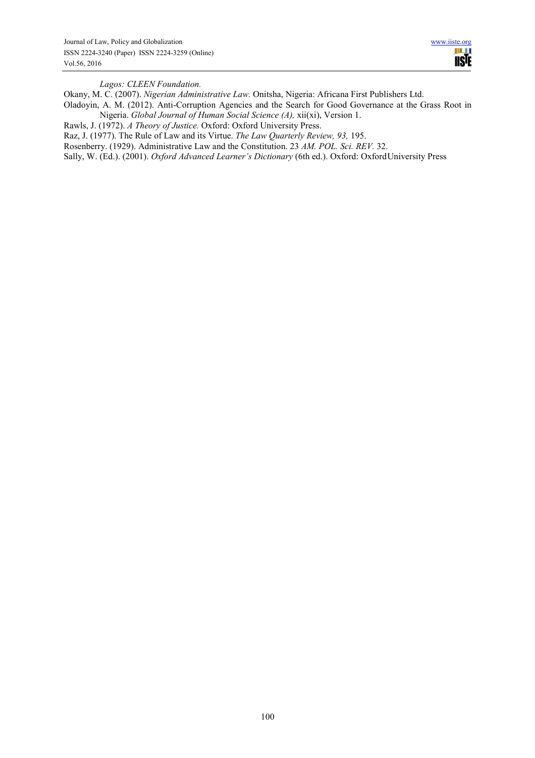*Lagos: CLEEN Foundation.*

Okany, M. C. (2007). *Nigerian Administrative Law.* Onitsha, Nigeria: Africana First Publishers Ltd.

Oladoyin, A. M. (2012). Anti-Corruption Agencies and the Search for Good Governance at the Grass Root in Nigeria. *Global Journal of Human Social Science (A),* xii(xi), Version 1.

Rawls, J. (1972). *A Theory of Justice.* Oxford: Oxford University Press.

Raz, J. (1977). The Rule of Law and its Virtue. *The Law Quarterly Review, 93,* 195.

Rosenberry. (1929). Administrative Law and the Constitution. 23 *AM. POL. Sci. REV.* 32.

Sally, W. (Ed.). (2001). *Oxford Advanced Learner's Dictionary* (6th ed.). Oxford: OxfordUniversity Press